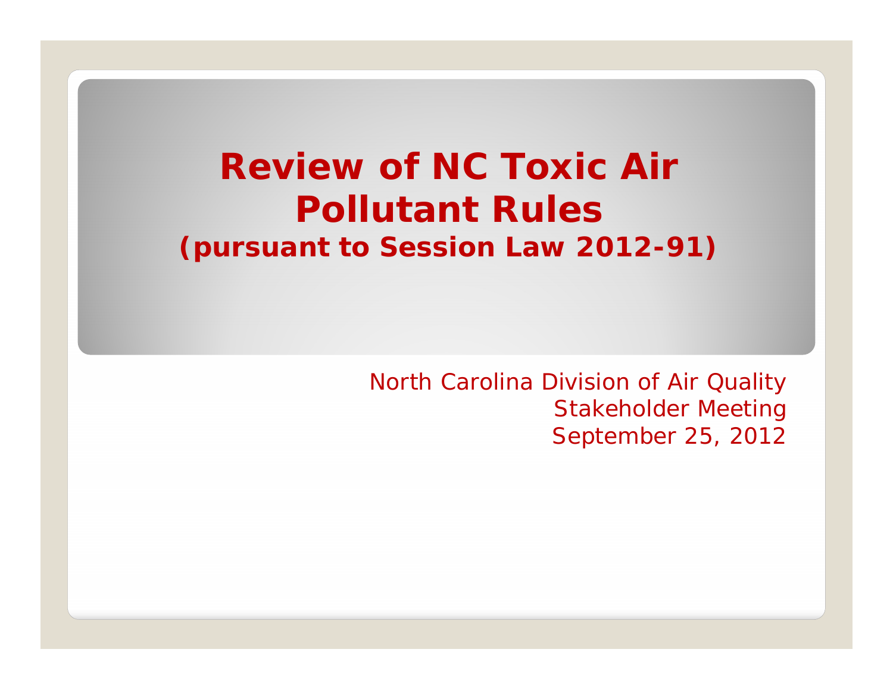# Review of NC Toxic Air Pollutant Rules

## (pursuant to Session Law 2012-91)

North Carolina Division of Air Quality
Stakeholder Meeting
September 25, 2012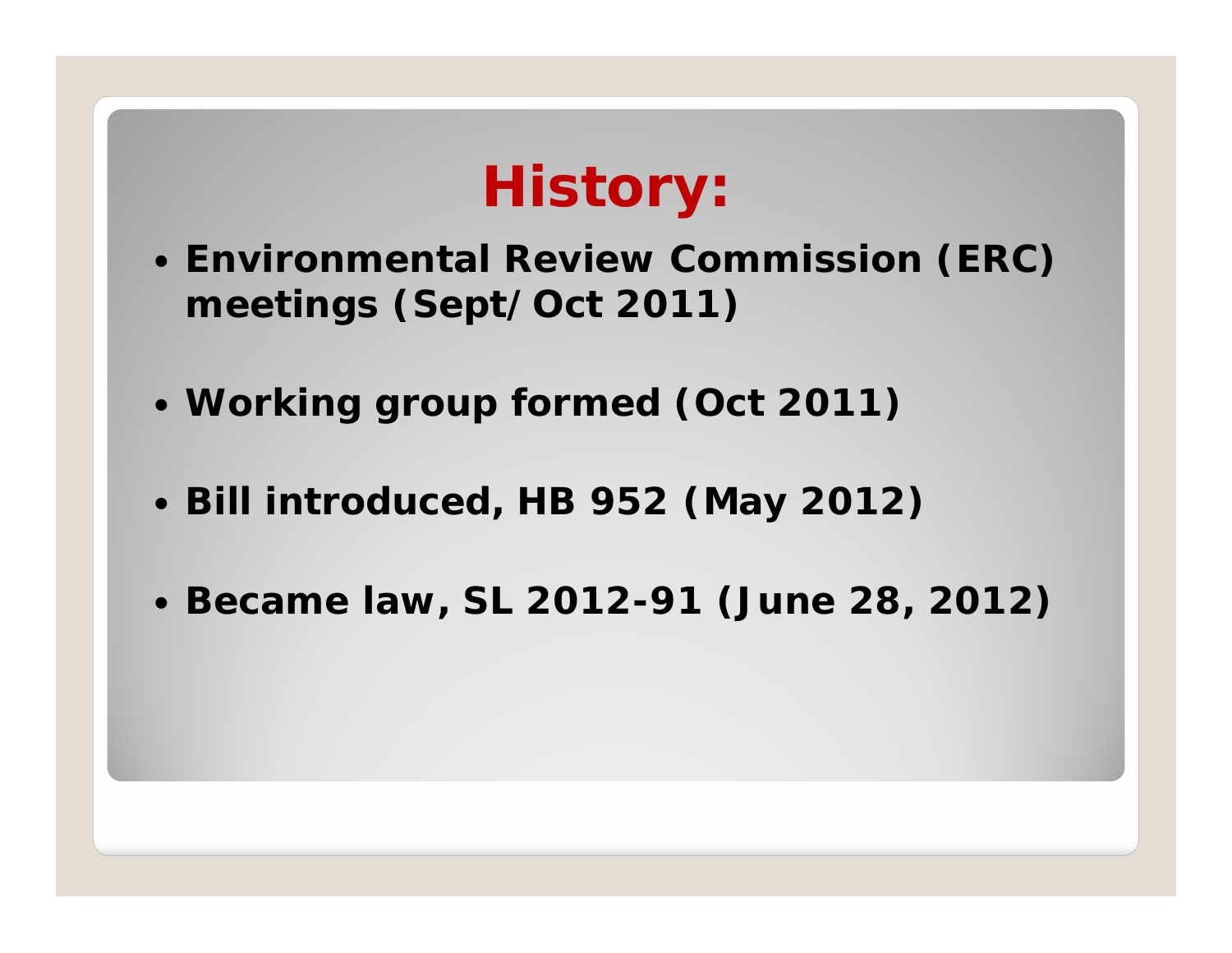# History:

- **Environmental Review Commission (ERC) meetings (Sept/Oct 2011)**
- **Working group formed (Oct 2011)**
- **Bill introduced, HB 952 (May 2012)**
- **Became law, SL 2012-91 (June 28, 2012)**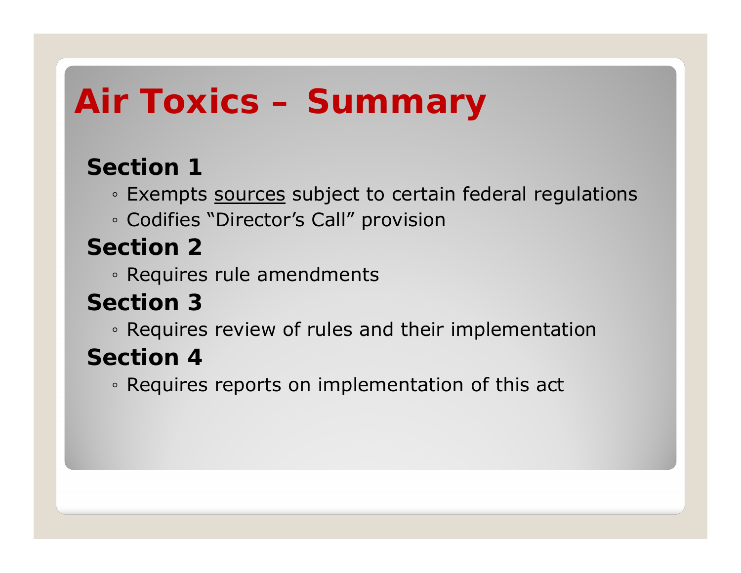# Air Toxics – Summary

**Section 1**

- Exempts <u>sources</u> subject to certain federal regulations
- Codifies "Director's Call" provision

**Section 2**

- Requires rule amendments

**Section 3**

- Requires review of rules and their implementation

**Section 4**

- Requires reports on implementation of this act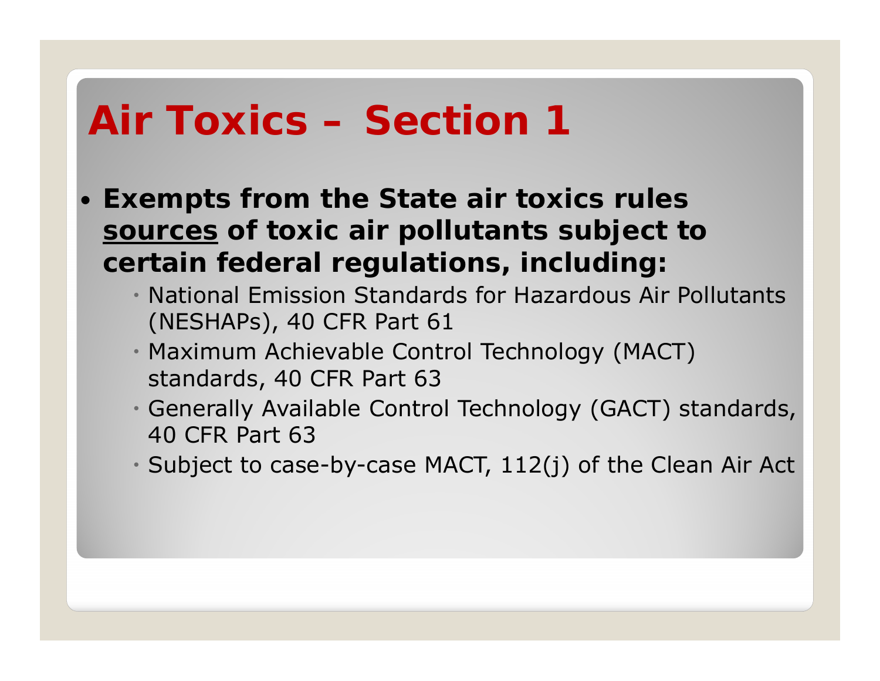# Air Toxics – Section 1

- **Exempts from the State air toxics rules <u>sources</u> of toxic air pollutants subject to certain federal regulations, including:**
  - National Emission Standards for Hazardous Air Pollutants (NESHAPs), 40 CFR Part 61
  - Maximum Achievable Control Technology (MACT) standards, 40 CFR Part 63
  - Generally Available Control Technology (GACT) standards, 40 CFR Part 63
  - Subject to case-by-case MACT, 112(j) of the Clean Air Act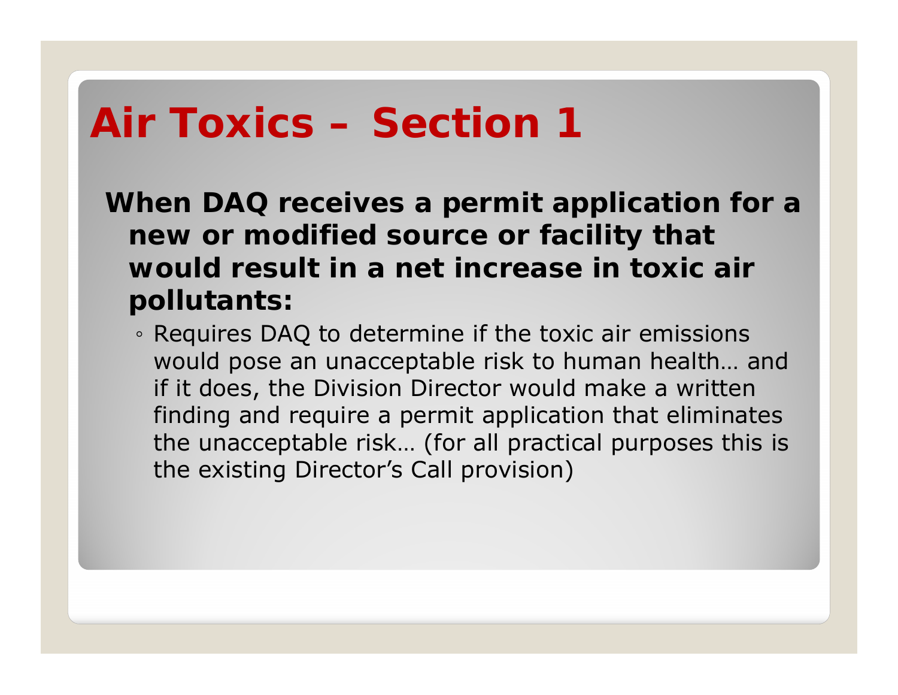# Air Toxics – Section 1

**When DAQ receives a permit application for a new or modified source or facility that would result in a net increase in toxic air pollutants:**

- Requires DAQ to determine if the toxic air emissions would pose an unacceptable risk to human health… and if it does, the Division Director would make a written finding and require a permit application that eliminates the unacceptable risk… (for all practical purposes this is the existing Director's Call provision)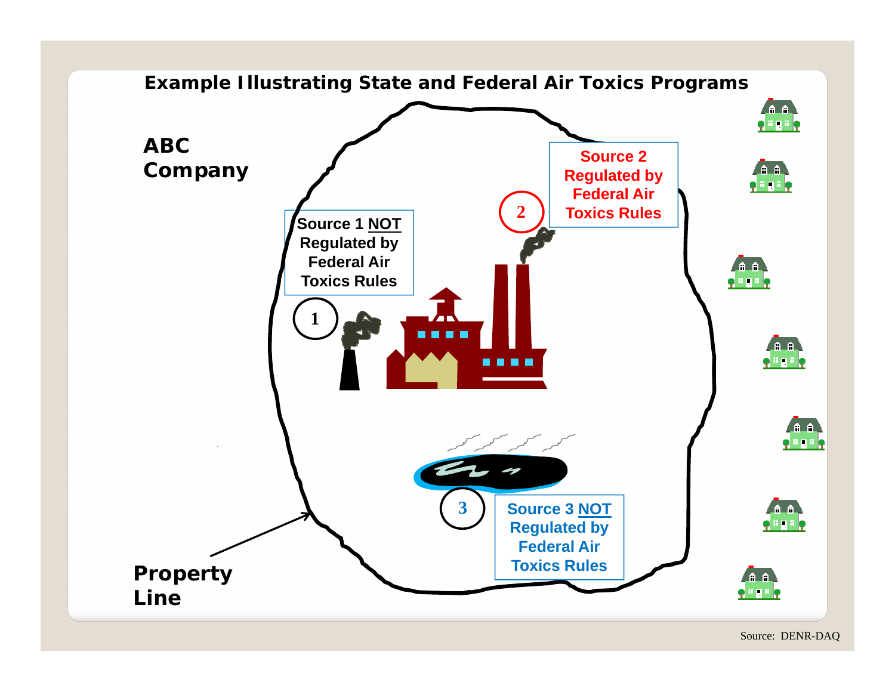## Example Illustrating State and Federal Air Toxics Programs

**ABC Company**

**Source 1 NOT Regulated by Federal Air Toxics Rules** (1)

**Source 2 Regulated by Federal Air Toxics Rules** (2)

**Source 3 NOT Regulated by Federal Air Toxics Rules** (3)

**Property Line**

Source: DENR-DAQ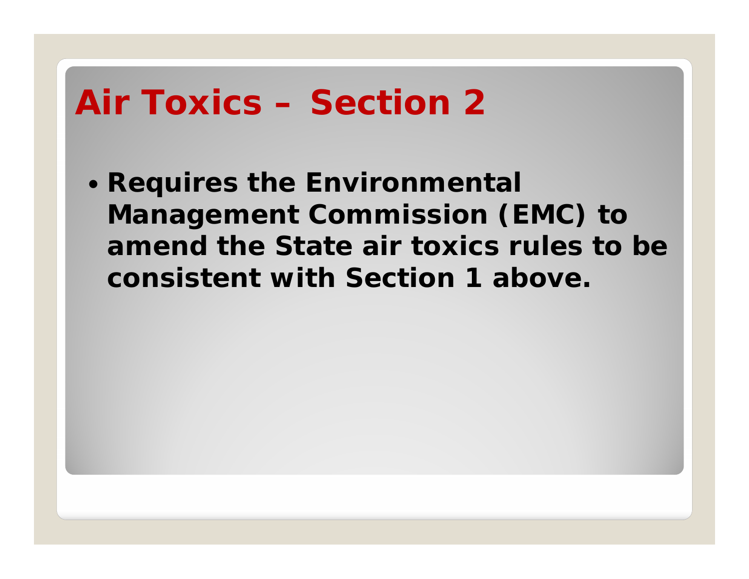# Air Toxics – Section 2

- **Requires the Environmental Management Commission (EMC) to amend the State air toxics rules to be consistent with Section 1 above.**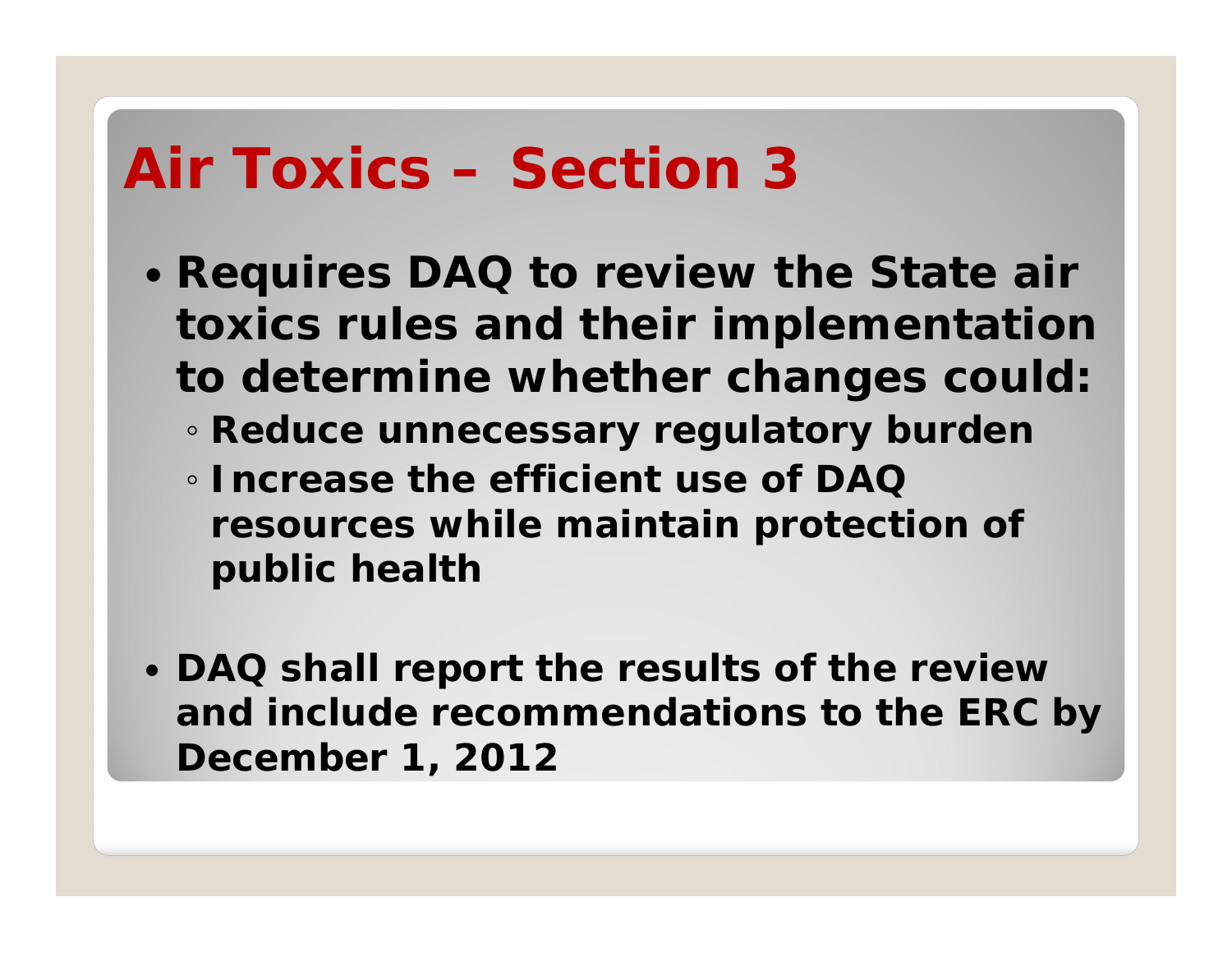# Air Toxics – Section 3

- **Requires DAQ to review the State air toxics rules and their implementation to determine whether changes could:**
  - **Reduce unnecessary regulatory burden**
  - **Increase the efficient use of DAQ resources while maintain protection of public health**

- **DAQ shall report the results of the review and include recommendations to the ERC by December 1, 2012**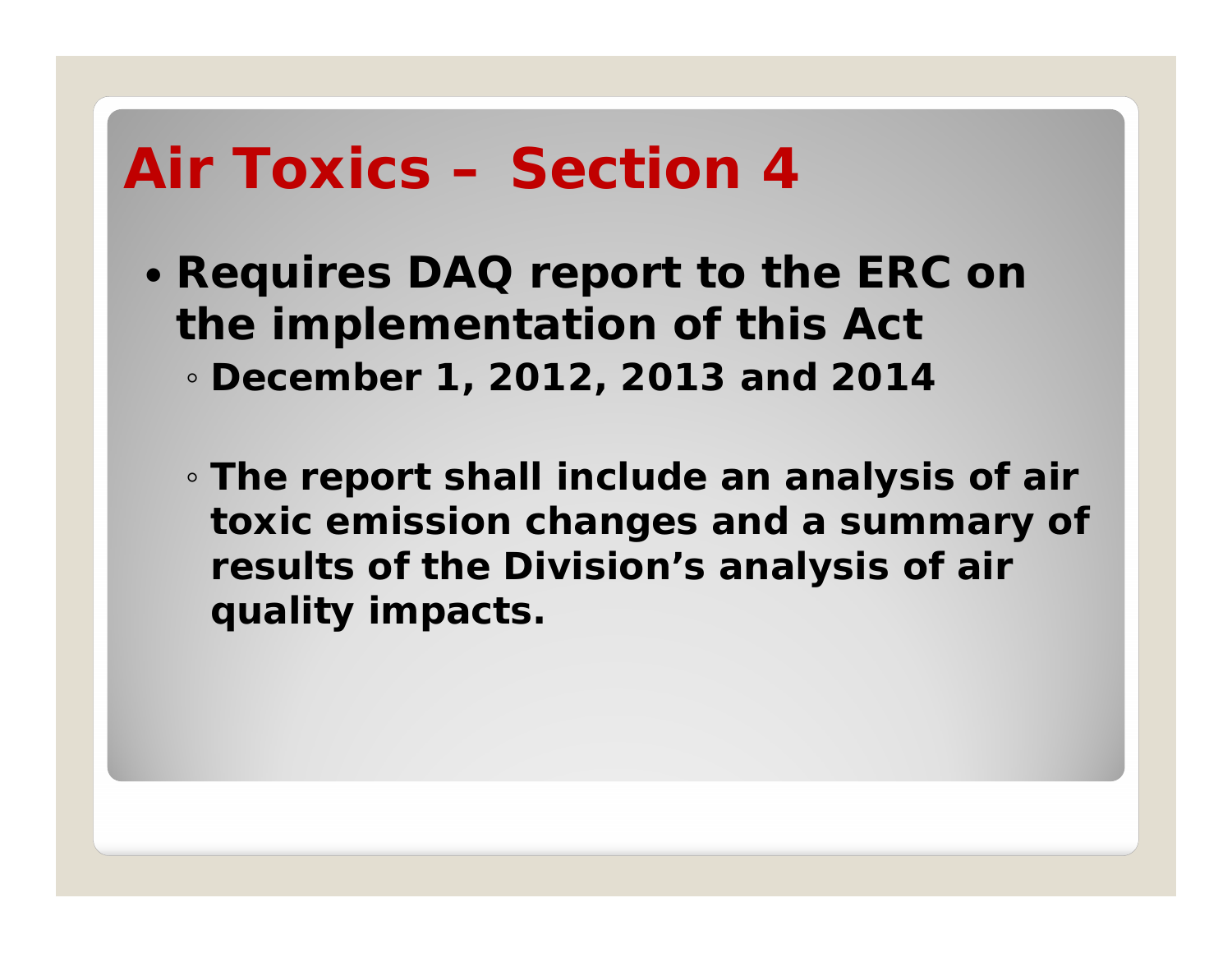# Air Toxics – Section 4

- **Requires DAQ report to the ERC on the implementation of this Act**
  - **December 1, 2012, 2013 and 2014**
  - **The report shall include an analysis of air toxic emission changes and a summary of results of the Division's analysis of air quality impacts.**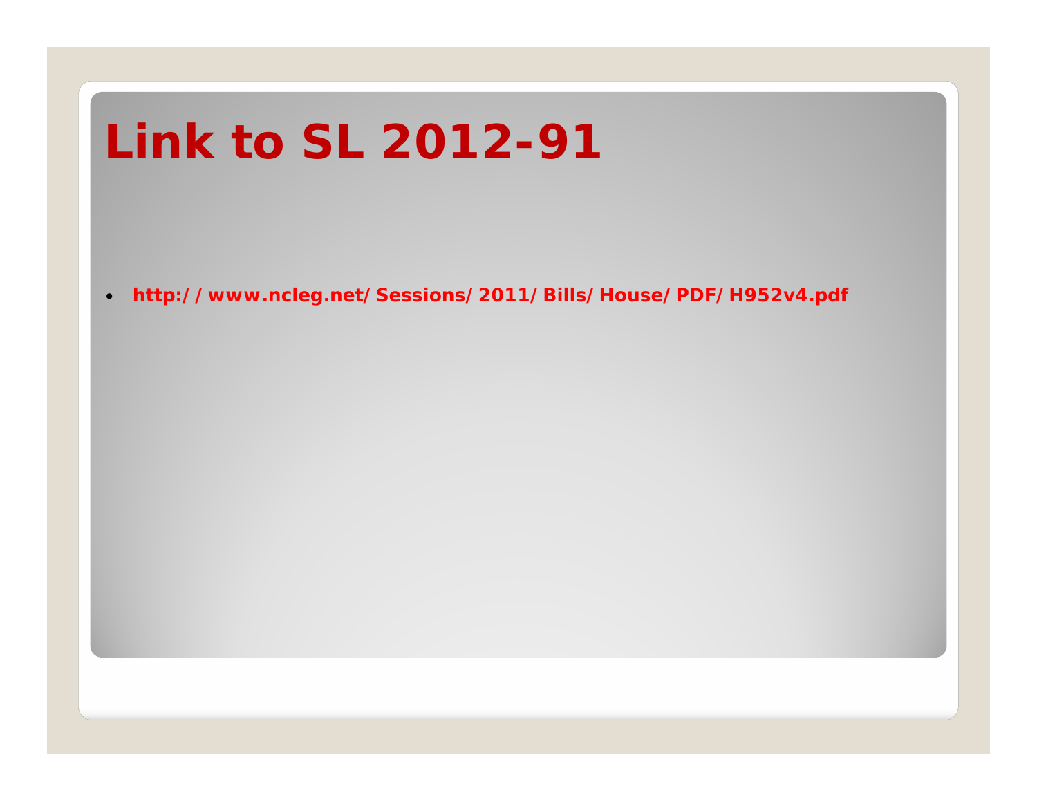# Link to SL 2012-91

- http://www.ncleg.net/Sessions/2011/Bills/House/PDF/H952v4.pdf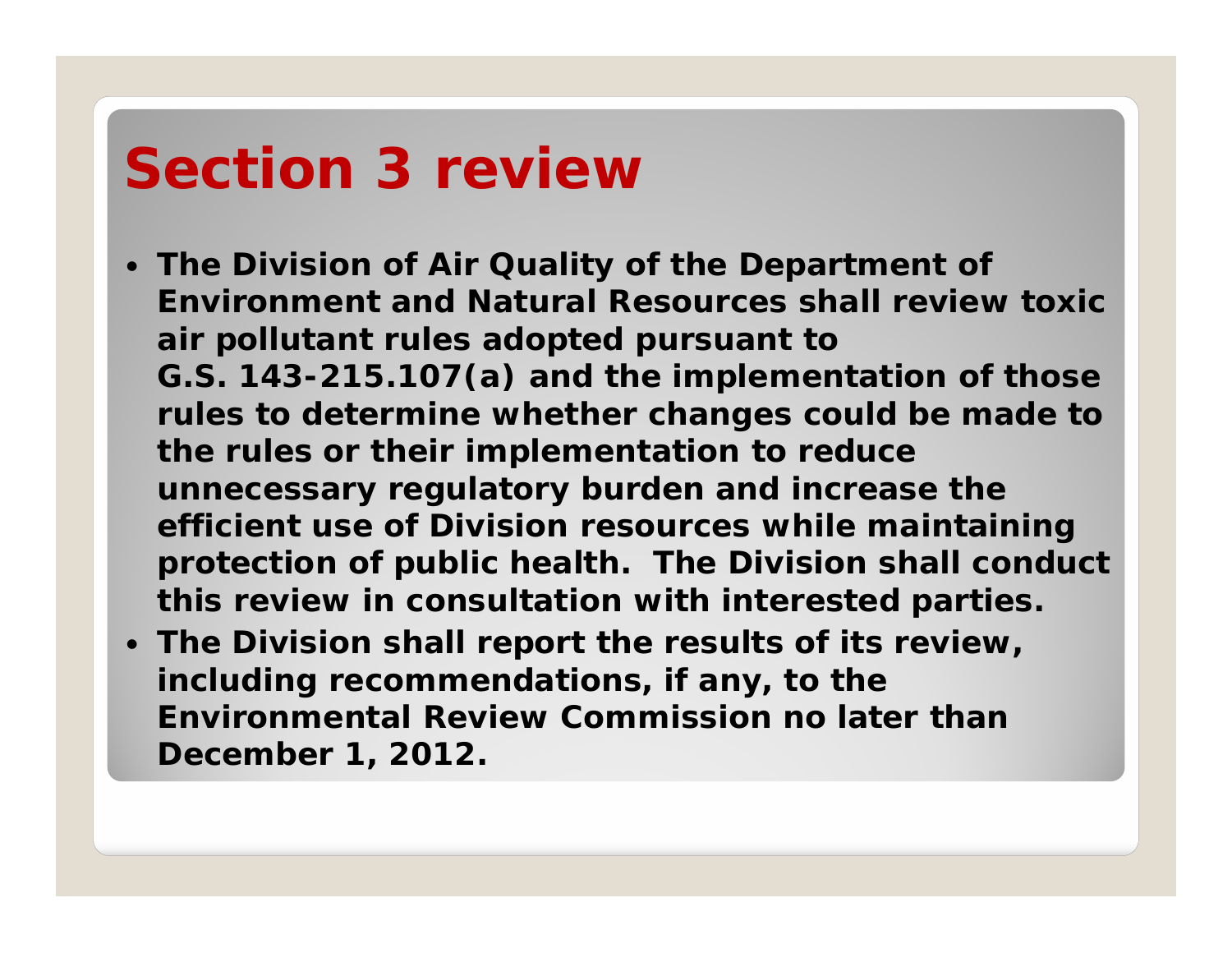# Section 3 review

- **The Division of Air Quality of the Department of Environment and Natural Resources shall review toxic air pollutant rules adopted pursuant to G.S. 143-215.107(a) and the implementation of those rules to determine whether changes could be made to the rules or their implementation to reduce unnecessary regulatory burden and increase the efficient use of Division resources while maintaining protection of public health. The Division shall conduct this review in consultation with interested parties.**
- **The Division shall report the results of its review, including recommendations, if any, to the Environmental Review Commission no later than December 1, 2012.**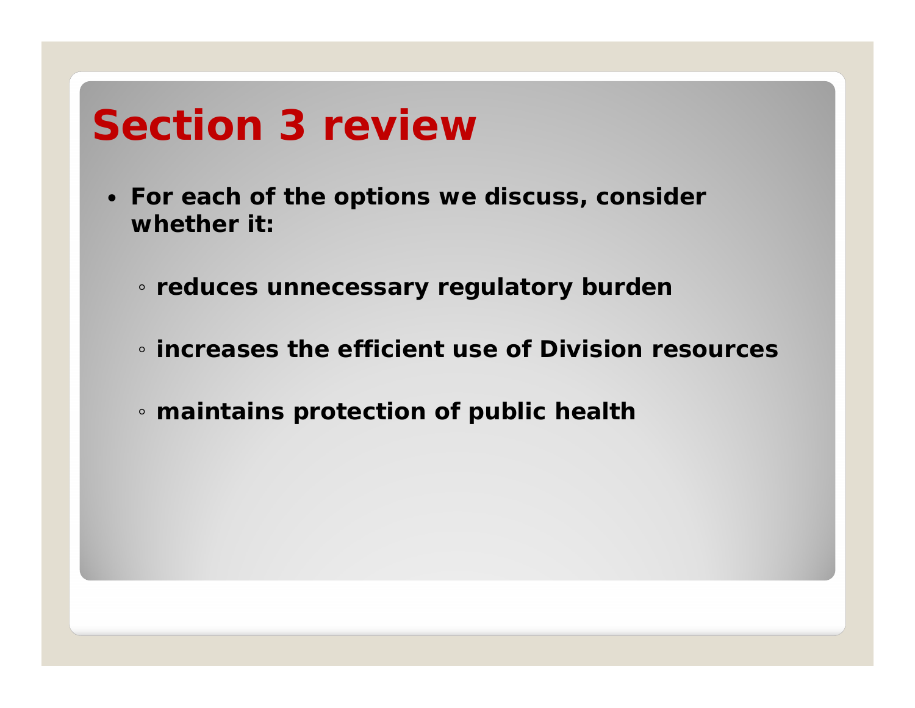# Section 3 review

- **For each of the options we discuss, consider whether it:**
  - **reduces unnecessary regulatory burden**
  - **increases the efficient use of Division resources**
  - **maintains protection of public health**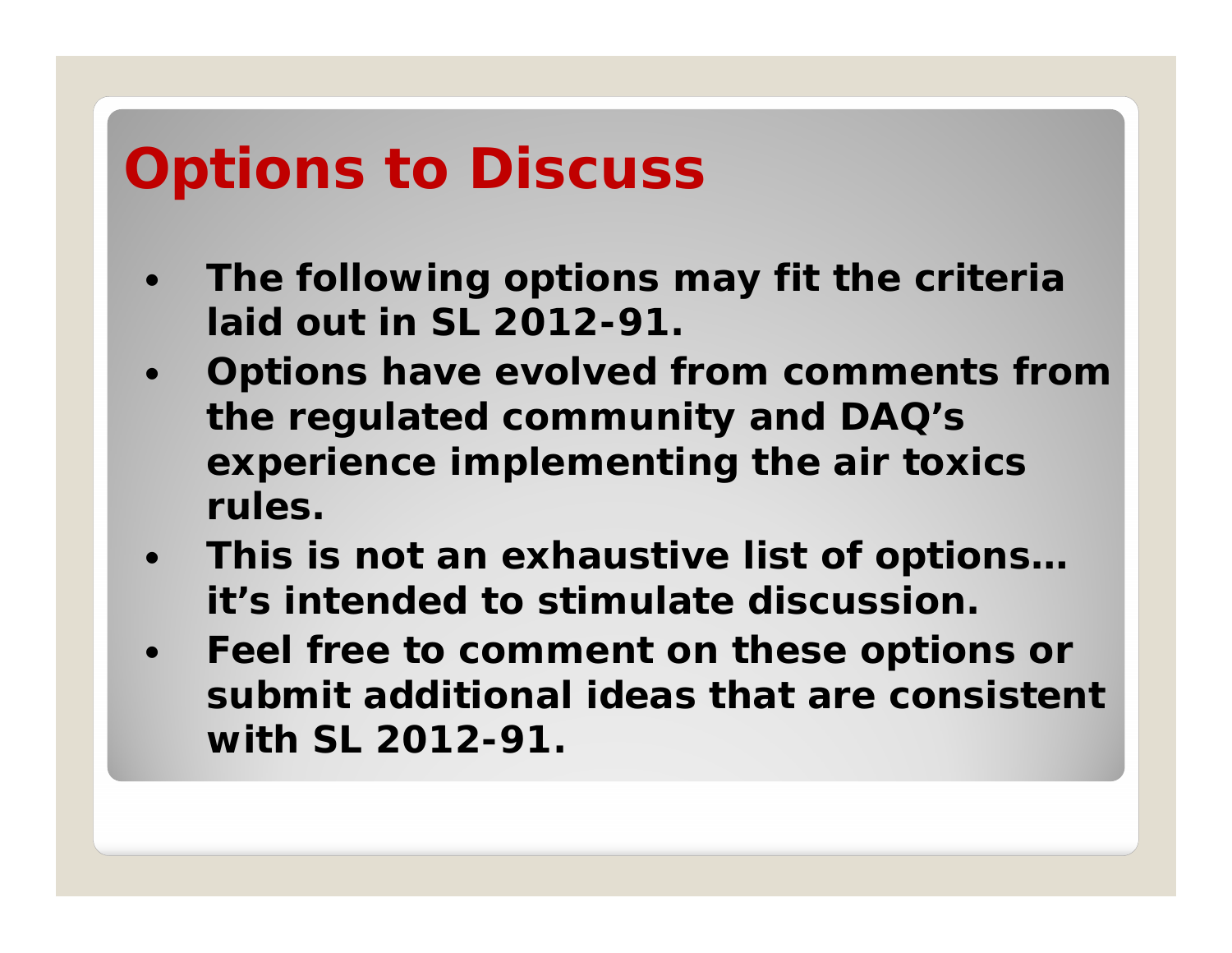# Options to Discuss

- **The following options may fit the criteria laid out in SL 2012-91.**
- **Options have evolved from comments from the regulated community and DAQ's experience implementing the air toxics rules.**
- **This is not an exhaustive list of options… it's intended to stimulate discussion.**
- **Feel free to comment on these options or submit additional ideas that are consistent with SL 2012-91.**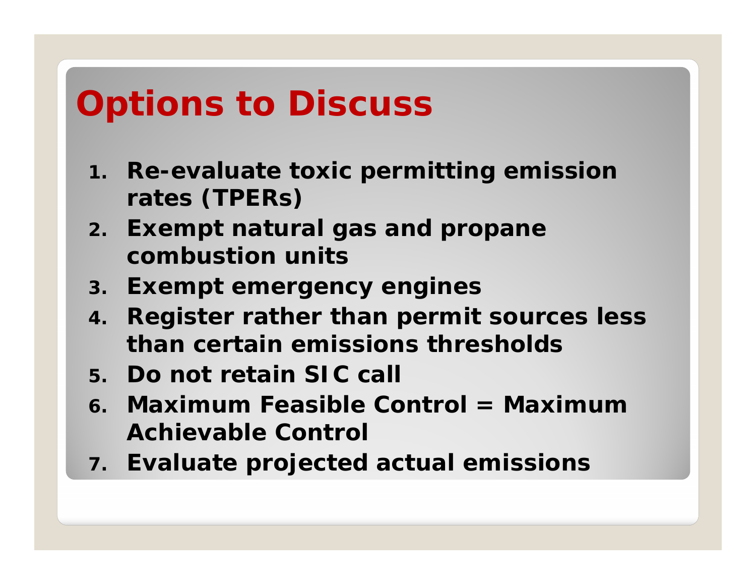# Options to Discuss

1. **Re-evaluate toxic permitting emission rates (TPERs)**
2. **Exempt natural gas and propane combustion units**
3. **Exempt emergency engines**
4. **Register rather than permit sources less than certain emissions thresholds**
5. **Do not retain SIC call**
6. **Maximum Feasible Control = Maximum Achievable Control**
7. **Evaluate projected actual emissions**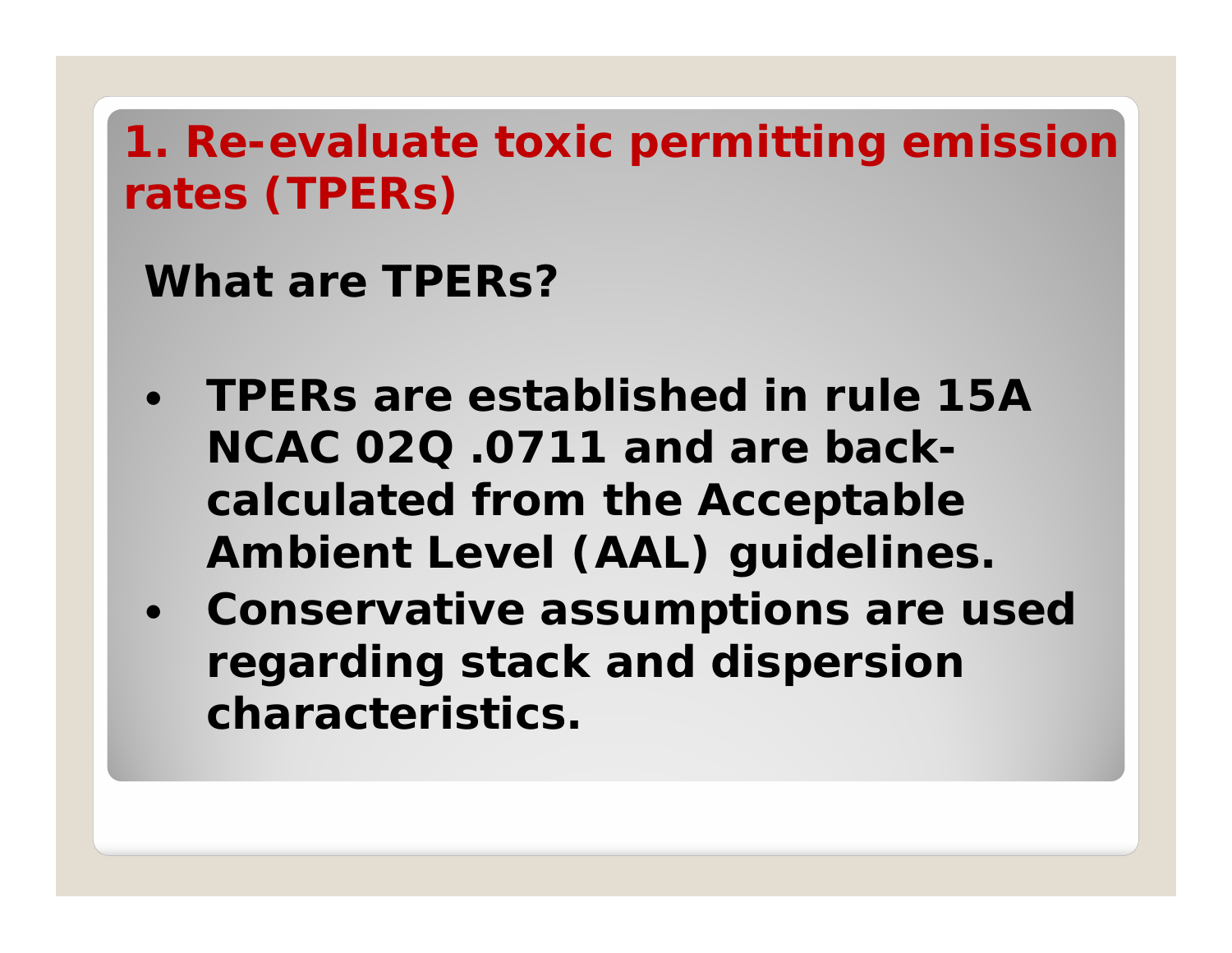# 1. Re-evaluate toxic permitting emission rates (TPERs)

## What are TPERs?

- TPERs are established in rule 15A NCAC 02Q .0711 and are back-calculated from the Acceptable Ambient Level (AAL) guidelines.
- Conservative assumptions are used regarding stack and dispersion characteristics.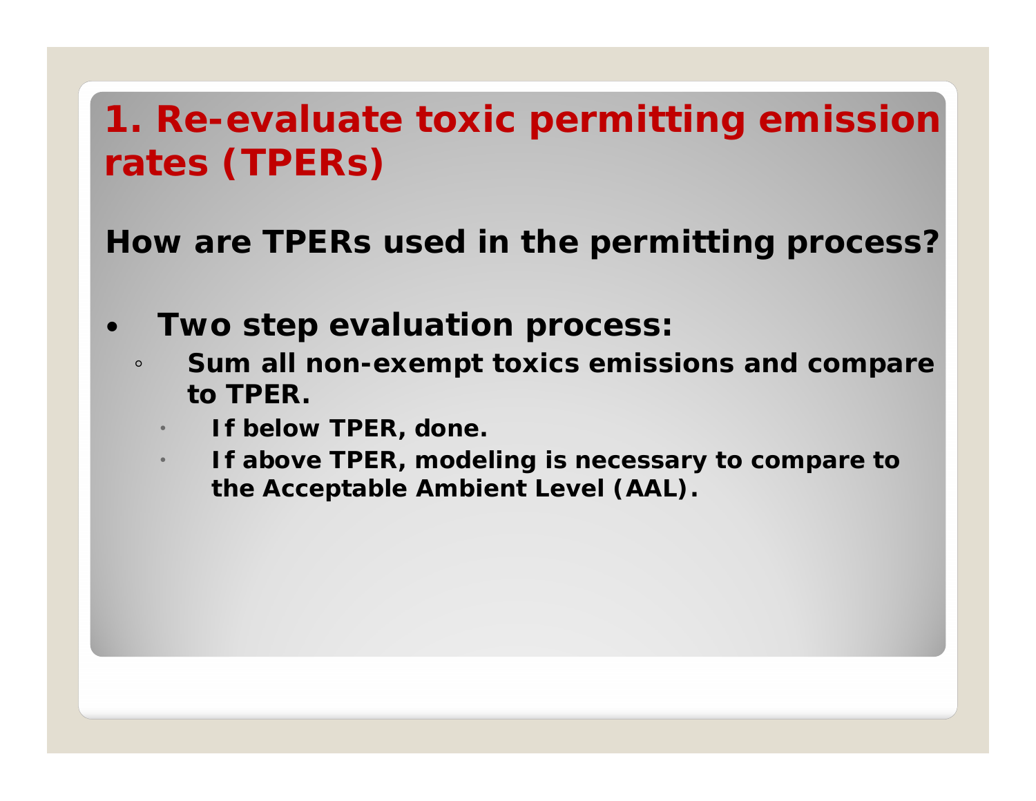# 1. Re-evaluate toxic permitting emission rates (TPERs)

**How are TPERs used in the permitting process?**

- **Two step evaluation process:**
  - **Sum all non-exempt toxics emissions and compare to TPER.**
    - **If below TPER, done.**
    - **If above TPER, modeling is necessary to compare to the Acceptable Ambient Level (AAL).**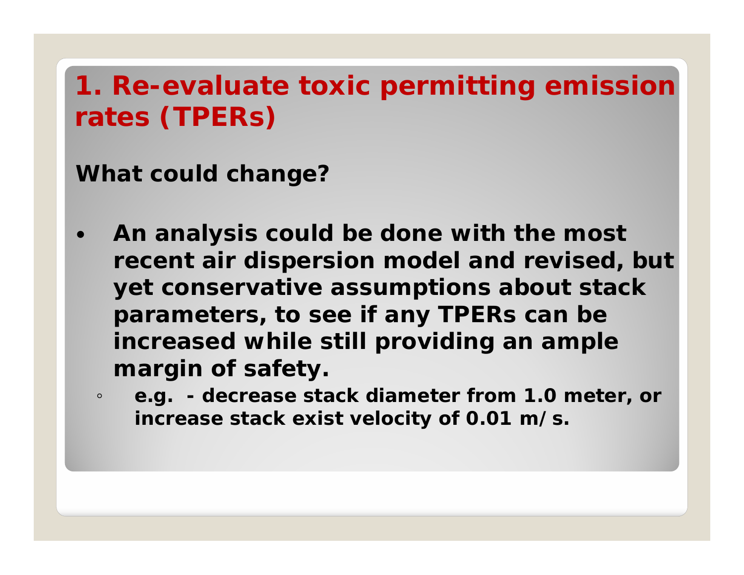# 1. Re-evaluate toxic permitting emission rates (TPERs)

**What could change?**

- **An analysis could be done with the most recent air dispersion model and revised, but yet conservative assumptions about stack parameters, to see if any TPERs can be increased while still providing an ample margin of safety.**
  - **e.g. - decrease stack diameter from 1.0 meter, or increase stack exist velocity of 0.01 m/s.**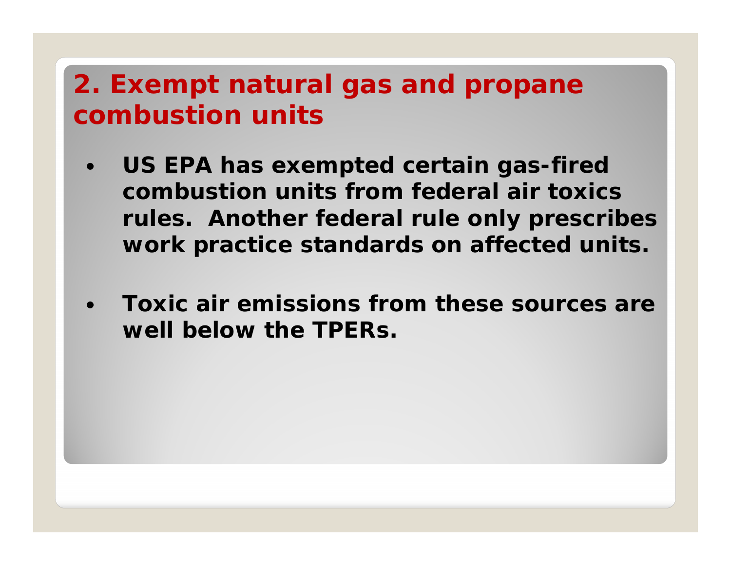## 2. Exempt natural gas and propane combustion units

- **US EPA has exempted certain gas-fired combustion units from federal air toxics rules. Another federal rule only prescribes work practice standards on affected units.**

- **Toxic air emissions from these sources are well below the TPERs.**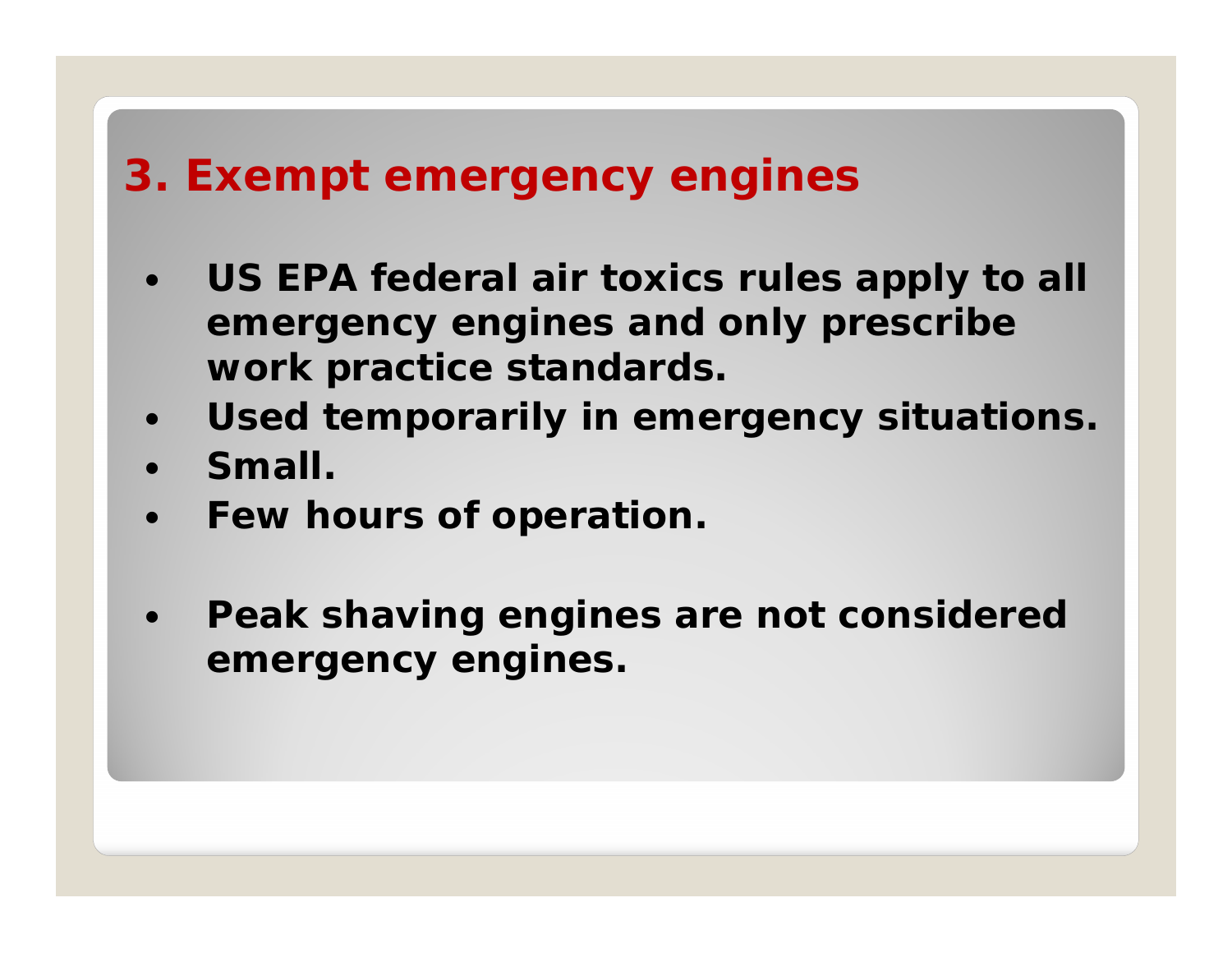## 3. Exempt emergency engines

- **US EPA federal air toxics rules apply to all emergency engines and only prescribe work practice standards.**
- **Used temporarily in emergency situations.**
- **Small.**
- **Few hours of operation.**

- **Peak shaving engines are not considered emergency engines.**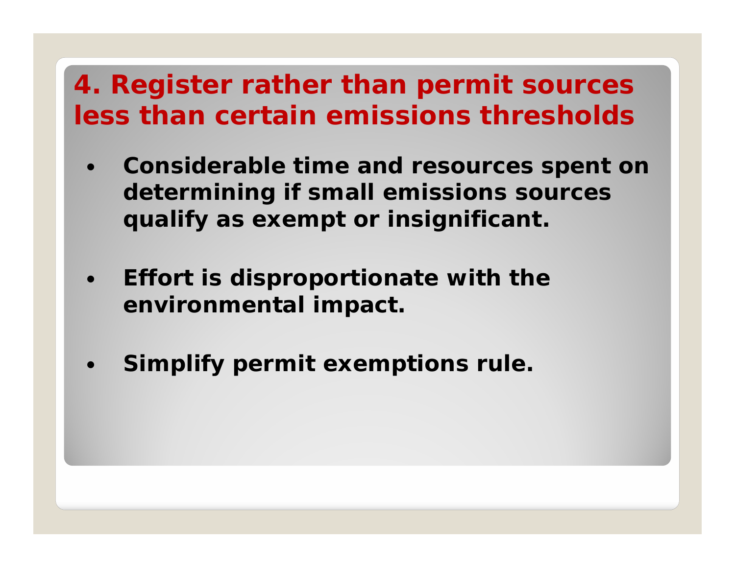# 4. Register rather than permit sources less than certain emissions thresholds

- **Considerable time and resources spent on determining if small emissions sources qualify as exempt or insignificant.**

- **Effort is disproportionate with the environmental impact.**

- **Simplify permit exemptions rule.**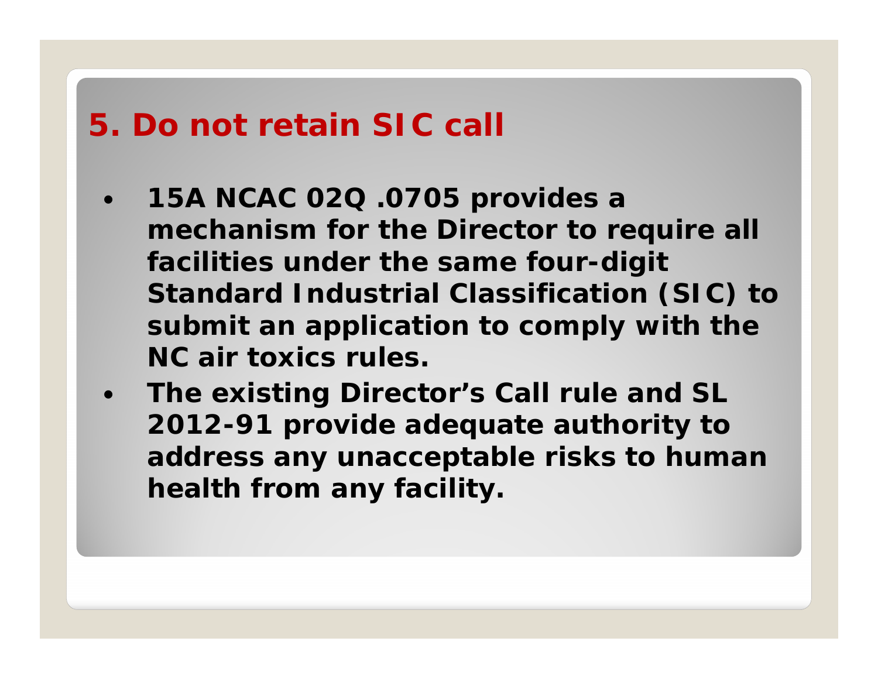## 5. Do not retain SIC call

- 15A NCAC 02Q .0705 provides a mechanism for the Director to require all facilities under the same four-digit Standard Industrial Classification (SIC) to submit an application to comply with the NC air toxics rules.
- The existing Director's Call rule and SL 2012-91 provide adequate authority to address any unacceptable risks to human health from any facility.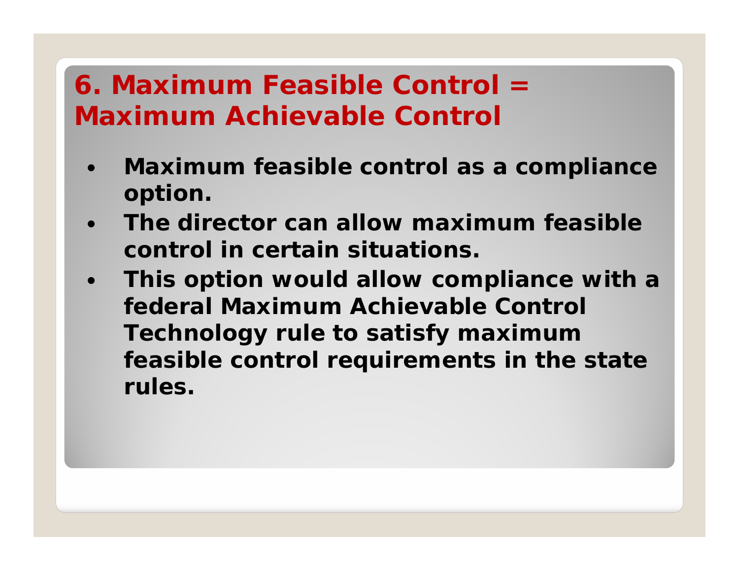# 6. Maximum Feasible Control = Maximum Achievable Control

- **Maximum feasible control as a compliance option.**
- **The director can allow maximum feasible control in certain situations.**
- **This option would allow compliance with a federal Maximum Achievable Control Technology rule to satisfy maximum feasible control requirements in the state rules.**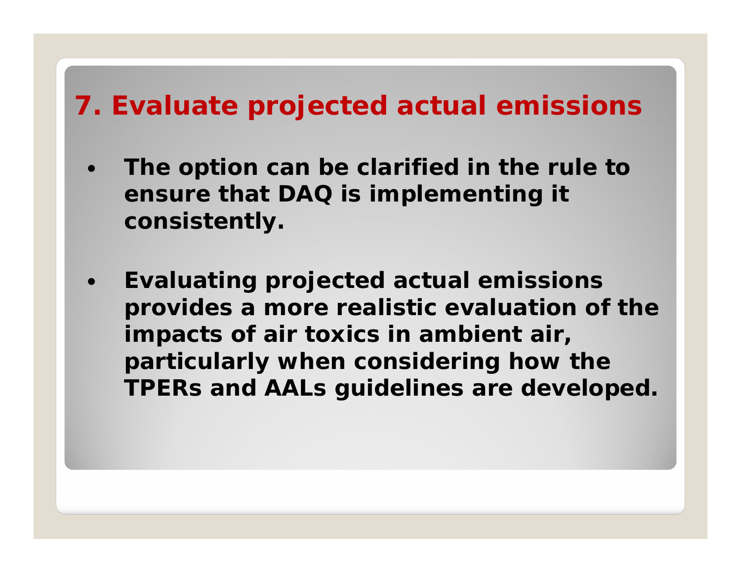# 7. Evaluate projected actual emissions

- **The option can be clarified in the rule to ensure that DAQ is implementing it consistently.**

- **Evaluating projected actual emissions provides a more realistic evaluation of the impacts of air toxics in ambient air, particularly when considering how the TPERs and AALs guidelines are developed.**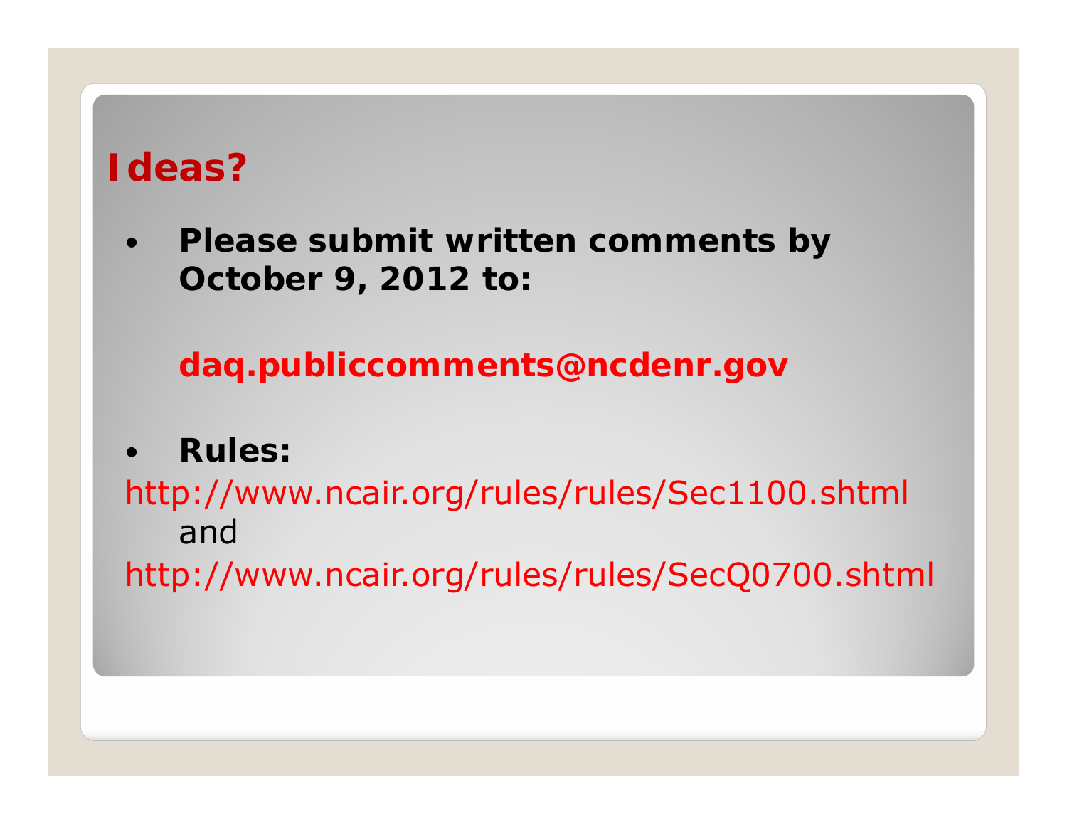# Ideas?

- **Please submit written comments by October 9, 2012 to:**

  **daq.publiccomments@ncdenr.gov**

- **Rules:**

http://www.ncair.org/rules/rules/Sec1100.shtml
and
http://www.ncair.org/rules/rules/SecQ0700.shtml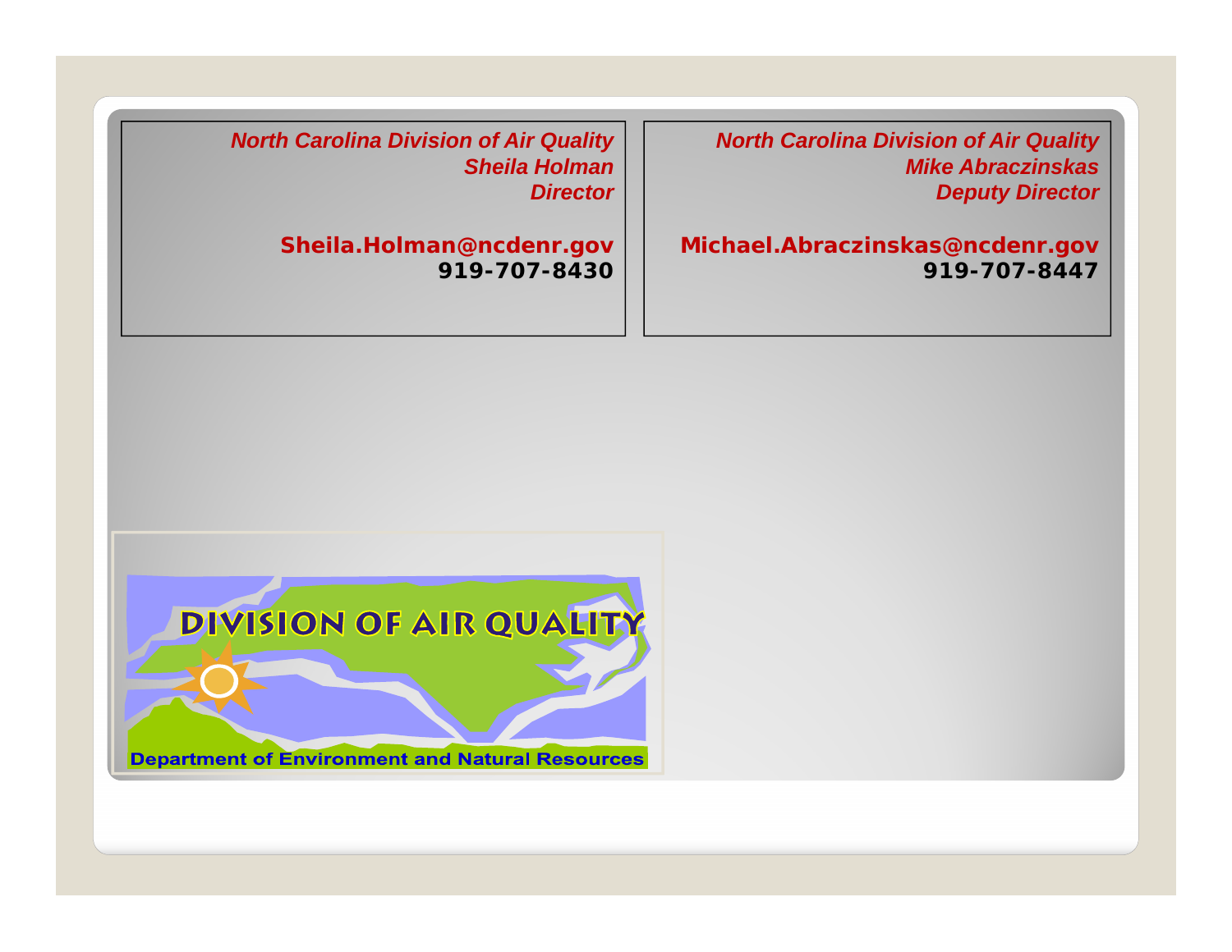*North Carolina Division of Air Quality*
*Sheila Holman*
*Director*

**Sheila.Holman@ncdenr.gov**
**919-707-8430**

*North Carolina Division of Air Quality*
*Mike Abraczinskas*
*Deputy Director*

**Michael.Abraczinskas@ncdenr.gov**
**919-707-8447**

DIVISION OF AIR QUALITY

Department of Environment and Natural Resources